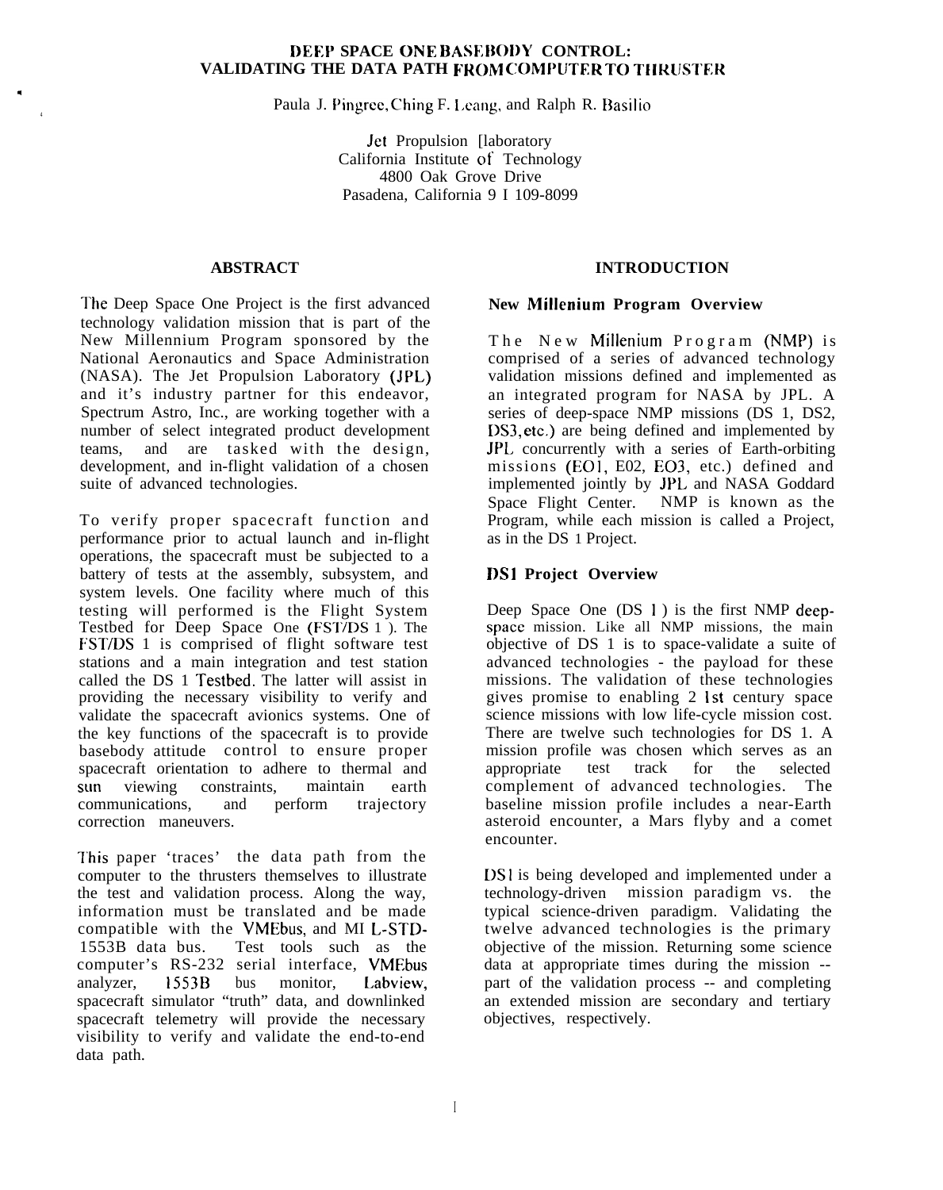# DEEP SPACE ONE BASEBODY CONTROL: VALIDATING THE DATA PATH FROM COMPUTER TO THRUSTER

Paula J. Pingree, Ching F. Leang, and Ralph R. Basilio

Jet Propulsion [laboratory
California Institute of Technology
4800 Oak Grove Drive
Pasadena, California 9 I 109-8099

## ABSTRACT

The Deep Space One Project is the first advanced technology validation mission that is part of the New Millennium Program sponsored by the National Aeronautics and Space Administration (NASA). The Jet Propulsion Laboratory (JPL) and it's industry partner for this endeavor, Spectrum Astro, Inc., are working together with a number of select integrated product development teams, and are tasked with the design, development, and in-flight validation of a chosen suite of advanced technologies.

To verify proper spacecraft function and performance prior to actual launch and in-flight operations, the spacecraft must be subjected to a battery of tests at the assembly, subsystem, and system levels. One facility where much of this testing will performed is the Flight System Testbed for Deep Space One (FST/DS 1 ). The FST/DS 1 is comprised of flight software test stations and a main integration and test station called the DS 1 Testbed. The latter will assist in providing the necessary visibility to verify and validate the spacecraft avionics systems. One of the key functions of the spacecraft is to provide basebody attitude control to ensure proper spacecraft orientation to adhere to thermal and sun viewing constraints, maintain earth communications, and perform trajectory correction maneuvers.

This paper 'traces' the data path from the computer to the thrusters themselves to illustrate the test and validation process. Along the way, information must be translated and be made compatible with the VMEbus, and MI L-STD-1553B data bus. Test tools such as the computer's RS-232 serial interface, VMEbus analyzer, 1553B bus monitor, Labview, spacecraft simulator "truth" data, and downlinked spacecraft telemetry will provide the necessary visibility to verify and validate the end-to-end data path.

## INTRODUCTION

### New Millenium Program Overview

The New Millenium Program (NMP) is comprised of a series of advanced technology validation missions defined and implemented as an integrated program for NASA by JPL. A series of deep-space NMP missions (DS 1, DS2, DS3, etc.) are being defined and implemented by JPL concurrently with a series of Earth-orbiting missions (EO1, E02, EO3, etc.) defined and implemented jointly by JPL and NASA Goddard Space Flight Center. NMP is known as the Program, while each mission is called a Project, as in the DS 1 Project.

### DS1 Project Overview

Deep Space One (DS 1 ) is the first NMP deep-space mission. Like all NMP missions, the main objective of DS 1 is to space-validate a suite of advanced technologies - the payload for these missions. The validation of these technologies gives promise to enabling 2 1st century space science missions with low life-cycle mission cost. There are twelve such technologies for DS 1. A mission profile was chosen which serves as an appropriate test track for the selected complement of advanced technologies. The baseline mission profile includes a near-Earth asteroid encounter, a Mars flyby and a comet encounter.

DS1 is being developed and implemented under a technology-driven mission paradigm vs. the typical science-driven paradigm. Validating the twelve advanced technologies is the primary objective of the mission. Returning some science data at appropriate times during the mission -- part of the validation process -- and completing an extended mission are secondary and tertiary objectives, respectively.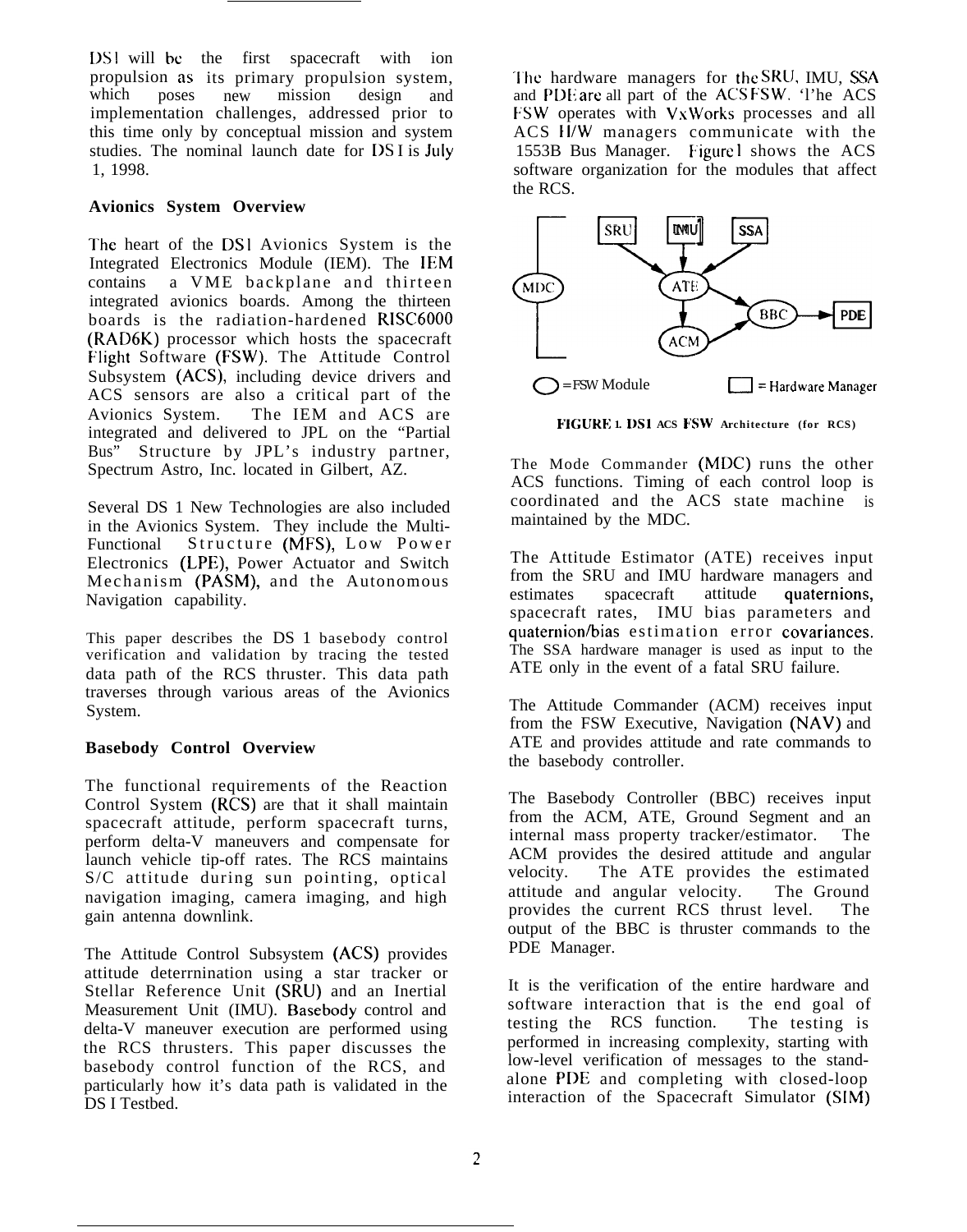DS1 will be the first spacecraft with ion propulsion as its primary propulsion system, which poses new mission design and implementation challenges, addressed prior to this time only by conceptual mission and system studies. The nominal launch date for DS1 is July 1, 1998.

**Avionics System Overview**

The heart of the DS1 Avionics System is the Integrated Electronics Module (IEM). The IEM contains a VME backplane and thirteen integrated avionics boards. Among the thirteen boards is the radiation-hardened RISC6000 (RAD6K) processor which hosts the spacecraft Flight Software (FSW). The Attitude Control Subsystem (ACS), including device drivers and ACS sensors are also a critical part of the Avionics System. The IEM and ACS are integrated and delivered to JPL on the "Partial Bus" Structure by JPL's industry partner, Spectrum Astro, Inc. located in Gilbert, AZ.

Several DS 1 New Technologies are also included in the Avionics System. They include the Multi-Functional Structure (MFS), Low Power Electronics (LPE), Power Actuator and Switch Mechanism (PASM), and the Autonomous Navigation capability.

This paper describes the DS 1 basebody control verification and validation by tracing the tested data path of the RCS thruster. This data path traverses through various areas of the Avionics System.

**Basebody Control Overview**

The functional requirements of the Reaction Control System (RCS) are that it shall maintain spacecraft attitude, perform spacecraft turns, perform delta-V maneuvers and compensate for launch vehicle tip-off rates. The RCS maintains S/C attitude during sun pointing, optical navigation imaging, camera imaging, and high gain antenna downlink.

The Attitude Control Subsystem (ACS) provides attitude determination using a star tracker or Stellar Reference Unit (SRU) and an Inertial Measurement Unit (IMU). Basebody control and delta-V maneuver execution are performed using the RCS thrusters. This paper discusses the basebody control function of the RCS, and particularly how it's data path is validated in the DS I Testbed.

The hardware managers for the SRU, IMU, SSA and PDE are all part of the ACS FSW. The ACS FSW operates with VxWorks processes and all ACS H/W managers communicate with the 1553B Bus Manager. Figure 1 shows the ACS software organization for the modules that affect the RCS.

SRU, IMU, SSA, MDC, ATE, BBC, PDE, ACM

○ = FSW Module   □ = Hardware Manager

**FIGURE 1. DS1 ACS FSW Architecture (for RCS)**

The Mode Commander (MDC) runs the other ACS functions. Timing of each control loop is coordinated and the ACS state machine is maintained by the MDC.

The Attitude Estimator (ATE) receives input from the SRU and IMU hardware managers and estimates spacecraft attitude quaternions, spacecraft rates, IMU bias parameters and quaternion/bias estimation error covariances. The SSA hardware manager is used as input to the ATE only in the event of a fatal SRU failure.

The Attitude Commander (ACM) receives input from the FSW Executive, Navigation (NAV) and ATE and provides attitude and rate commands to the basebody controller.

The Basebody Controller (BBC) receives input from the ACM, ATE, Ground Segment and an internal mass property tracker/estimator. The ACM provides the desired attitude and angular velocity. The ATE provides the estimated attitude and angular velocity. The Ground provides the current RCS thrust level. The output of the BBC is thruster commands to the PDE Manager.

It is the verification of the entire hardware and software interaction that is the end goal of testing the RCS function. The testing is performed in increasing complexity, starting with low-level verification of messages to the stand-alone PDE and completing with closed-loop interaction of the Spacecraft Simulator (SIM)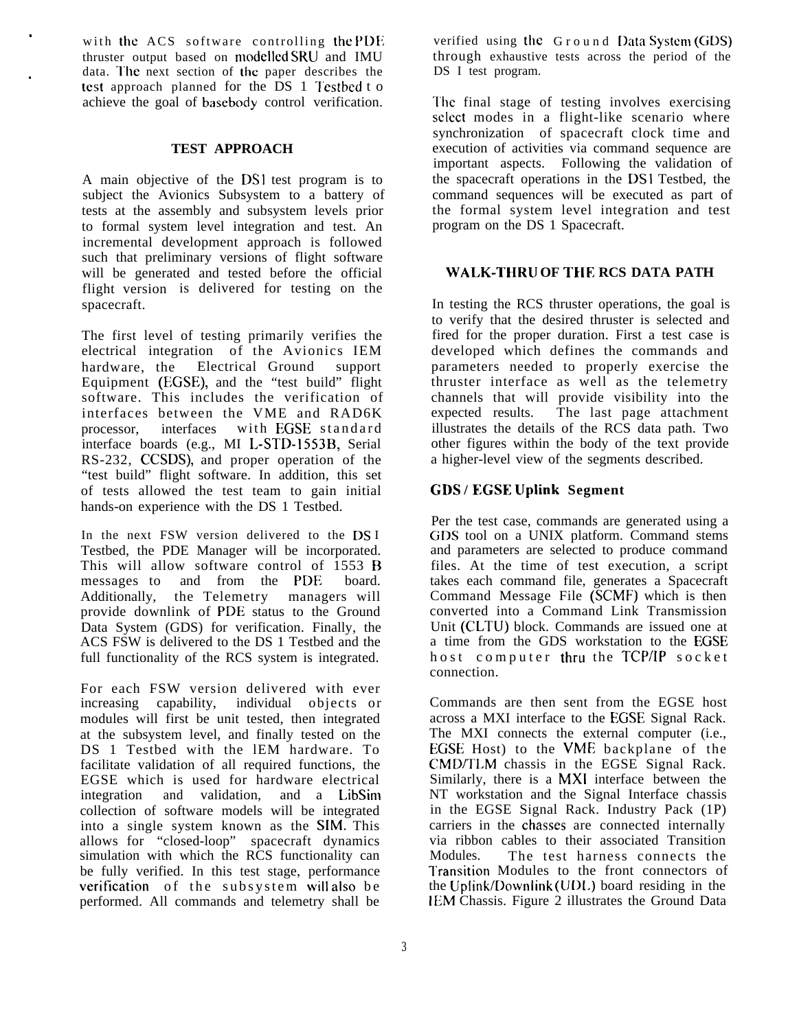with the ACS software controlling the PDE thruster output based on modelled SRU and IMU data. The next section of the paper describes the test approach planned for the DS 1 Testbed to achieve the goal of basebody control verification.

## TEST APPROACH

A main objective of the DS1 test program is to subject the Avionics Subsystem to a battery of tests at the assembly and subsystem levels prior to formal system level integration and test. An incremental development approach is followed such that preliminary versions of flight software will be generated and tested before the official flight version is delivered for testing on the spacecraft.

The first level of testing primarily verifies the electrical integration of the Avionics IEM hardware, the Electrical Ground support Equipment (EGSE), and the "test build" flight software. This includes the verification of interfaces between the VME and RAD6K processor, interfaces with EGSE standard interface boards (e.g., MI L-STD-1553B, Serial RS-232, CCSDS), and proper operation of the "test build" flight software. In addition, this set of tests allowed the test team to gain initial hands-on experience with the DS 1 Testbed.

In the next FSW version delivered to the DS I Testbed, the PDE Manager will be incorporated. This will allow software control of 1553 B messages to and from the PDE board. Additionally, the Telemetry managers will provide downlink of PDE status to the Ground Data System (GDS) for verification. Finally, the ACS FSW is delivered to the DS 1 Testbed and the full functionality of the RCS system is integrated.

For each FSW version delivered with ever increasing capability, individual objects or modules will first be unit tested, then integrated at the subsystem level, and finally tested on the DS 1 Testbed with the IEM hardware. To facilitate validation of all required functions, the EGSE which is used for hardware electrical integration and validation, and a LibSim collection of software models will be integrated into a single system known as the SIM. This allows for "closed-loop" spacecraft dynamics simulation with which the RCS functionality can be fully verified. In this test stage, performance verification of the subsystem will also be performed. All commands and telemetry shall be verified using the Ground Data System (GDS) through exhaustive tests across the period of the DS I test program.

The final stage of testing involves exercising select modes in a flight-like scenario where synchronization of spacecraft clock time and execution of activities via command sequence are important aspects. Following the validation of the spacecraft operations in the DS1 Testbed, the command sequences will be executed as part of the formal system level integration and test program on the DS 1 Spacecraft.

## WALK-THRU OF THE RCS DATA PATH

In testing the RCS thruster operations, the goal is to verify that the desired thruster is selected and fired for the proper duration. First a test case is developed which defines the commands and parameters needed to properly exercise the thruster interface as well as the telemetry channels that will provide visibility into the expected results. The last page attachment illustrates the details of the RCS data path. Two other figures within the body of the text provide a higher-level view of the segments described.

### GDS / EGSE Uplink Segment

Per the test case, commands are generated using a GDS tool on a UNIX platform. Command stems and parameters are selected to produce command files. At the time of test execution, a script takes each command file, generates a Spacecraft Command Message File (SCMF) which is then converted into a Command Link Transmission Unit (CLTU) block. Commands are issued one at a time from the GDS workstation to the EGSE host computer thru the TCP/IP socket connection.

Commands are then sent from the EGSE host across a MXI interface to the EGSE Signal Rack. The MXI connects the external computer (i.e., EGSE Host) to the VME backplane of the CMD/TLM chassis in the EGSE Signal Rack. Similarly, there is a MXI interface between the NT workstation and the Signal Interface chassis in the EGSE Signal Rack. Industry Pack (1P) carriers in the chasses are connected internally via ribbon cables to their associated Transition Modules. The test harness connects the Transition Modules to the front connectors of the Uplink/Downlink (UDL) board residing in the IEM Chassis. Figure 2 illustrates the Ground Data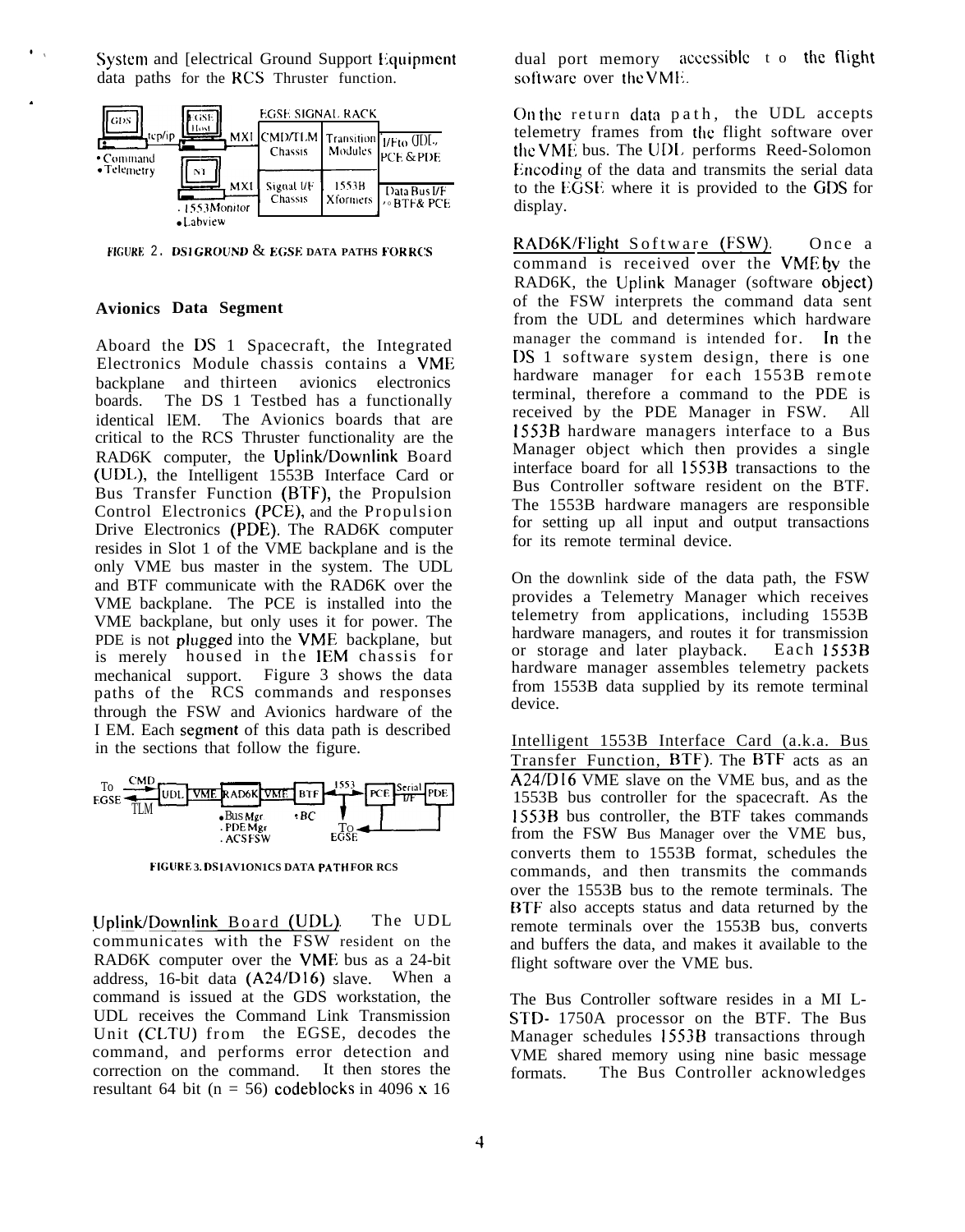System and Electrical Ground Support Equipment data paths for the RCS Thruster function.

FIGURE 2. DS1 GROUND & EGSE DATA PATHS FOR RCS

### Avionics Data Segment

Aboard the DS 1 Spacecraft, the Integrated Electronics Module chassis contains a VME backplane and thirteen avionics electronics boards. The DS 1 Testbed has a functionally identical IEM. The Avionics boards that are critical to the RCS Thruster functionality are the RAD6K computer, the Uplink/Downlink Board (UDL), the Intelligent 1553B Interface Card or Bus Transfer Function (BTF), the Propulsion Control Electronics (PCE), and the Propulsion Drive Electronics (PDE). The RAD6K computer resides in Slot 1 of the VME backplane and is the only VME bus master in the system. The UDL and BTF communicate with the RAD6K over the VME backplane. The PCE is installed into the VME backplane, but only uses it for power. The PDE is not plugged into the VME backplane, but is merely housed in the IEM chassis for mechanical support. Figure 3 shows the data paths of the RCS commands and responses through the FSW and Avionics hardware of the IEM. Each segment of this data path is described in the sections that follow the figure.

FIGURE 3. DS1 AVIONICS DATA PATH FOR RCS

Uplink/Downlink Board (UDL). The UDL communicates with the FSW resident on the RAD6K computer over the VME bus as a 24-bit address, 16-bit data (A24/D16) slave. When a command is issued at the GDS workstation, the UDL receives the Command Link Transmission Unit (CLTU) from the EGSE, decodes the command, and performs error detection and correction on the command. It then stores the resultant 64 bit (n = 56) codeblocks in 4096 x 16 dual port memory accessible to the flight software over the VME.

On the return data path, the UDL accepts telemetry frames from the flight software over the VME bus. The UDL performs Reed-Solomon Encoding of the data and transmits the serial data to the EGSE where it is provided to the GDS for display.

RAD6K/Flight Software (FSW). Once a command is received over the VME by the RAD6K, the Uplink Manager (software object) of the FSW interprets the command data sent from the UDL and determines which hardware manager the command is intended for. In the DS 1 software system design, there is one hardware manager for each 1553B remote terminal, therefore a command to the PDE is received by the PDE Manager in FSW. All 1553B hardware managers interface to a Bus Manager object which then provides a single interface board for all 1553B transactions to the Bus Controller software resident on the BTF. The 1553B hardware managers are responsible for setting up all input and output transactions for its remote terminal device.

On the downlink side of the data path, the FSW provides a Telemetry Manager which receives telemetry from applications, including 1553B hardware managers, and routes it for transmission or storage and later playback. Each 1553B hardware manager assembles telemetry packets from 1553B data supplied by its remote terminal device.

Intelligent 1553B Interface Card (a.k.a. Bus Transfer Function, BTF). The BTF acts as an A24/D16 VME slave on the VME bus, and as the 1553B bus controller for the spacecraft. As the 1553B bus controller, the BTF takes commands from the FSW Bus Manager over the VME bus, converts them to 1553B format, schedules the commands, and then transmits the commands over the 1553B bus to the remote terminals. The BTF also accepts status and data returned by the remote terminals over the 1553B bus, converts and buffers the data, and makes it available to the flight software over the VME bus.

The Bus Controller software resides in a MIL-STD-1750A processor on the BTF. The Bus Manager schedules 1553B transactions through VME shared memory using nine basic message formats. The Bus Controller acknowledges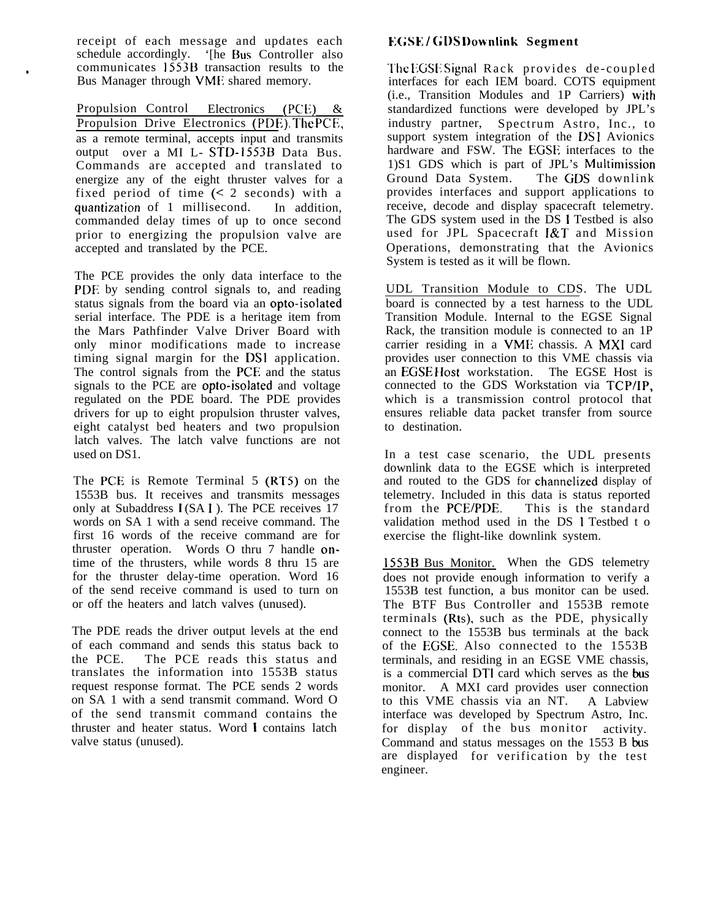receipt of each message and updates each schedule accordingly. '[he Bus Controller also communicates 1553B transaction results to the Bus Manager through VME shared memory.

Propulsion Control Electronics (PCE) & Propulsion Drive Electronics (PDE). The PCE, as a remote terminal, accepts input and transmits output over a MI L- STD-1553B Data Bus. Commands are accepted and translated to energize any of the eight thruster valves for a fixed period of time (< 2 seconds) with a quantization of 1 millisecond. In addition, commanded delay times of up to once second prior to energizing the propulsion valve are accepted and translated by the PCE.

The PCE provides the only data interface to the PDE by sending control signals to, and reading status signals from the board via an opto-isolated serial interface. The PDE is a heritage item from the Mars Pathfinder Valve Driver Board with only minor modifications made to increase timing signal margin for the DS1 application. The control signals from the PCE and the status signals to the PCE are opto-isolated and voltage regulated on the PDE board. The PDE provides drivers for up to eight propulsion thruster valves, eight catalyst bed heaters and two propulsion latch valves. The latch valve functions are not used on DS1.

The PCE is Remote Terminal 5 (RT5) on the 1553B bus. It receives and transmits messages only at Subaddress I (SA I ). The PCE receives 17 words on SA 1 with a send receive command. The first 16 words of the receive command are for thruster operation. Words O thru 7 handle on-time of the thrusters, while words 8 thru 15 are for the thruster delay-time operation. Word 16 of the send receive command is used to turn on or off the heaters and latch valves (unused).

The PDE reads the driver output levels at the end of each command and sends this status back to the PCE. The PCE reads this status and translates the information into 1553B status request response format. The PCE sends 2 words on SA 1 with a send transmit command. Word O of the send transmit command contains the thruster and heater status. Word I contains latch valve status (unused).

#### EGSE / GDS Downlink Segment

The EGSE Signal Rack provides de-coupled interfaces for each IEM board. COTS equipment (i.e., Transition Modules and 1P Carriers) with standardized functions were developed by JPL's industry partner, Spectrum Astro, Inc., to support system integration of the DS1 Avionics hardware and FSW. The EGSE interfaces to the DS1 GDS which is part of JPL's Multimission Ground Data System. The GDS downlink provides interfaces and support applications to receive, decode and display spacecraft telemetry. The GDS system used in the DS I Testbed is also used for JPL Spacecraft I&T and Mission Operations, demonstrating that the Avionics System is tested as it will be flown.

UDL Transition Module to CDS. The UDL board is connected by a test harness to the UDL Transition Module. Internal to the EGSE Signal Rack, the transition module is connected to an 1P carrier residing in a VME chassis. A MXI card provides user connection to this VME chassis via an EGSE Host workstation. The EGSE Host is connected to the GDS Workstation via TCP/IP, which is a transmission control protocol that ensures reliable data packet transfer from source to destination.

In a test case scenario, the UDL presents downlink data to the EGSE which is interpreted and routed to the GDS for channelized display of telemetry. Included in this data is status reported from the PCE/PDE. This is the standard validation method used in the DS 1 Testbed to exercise the flight-like downlink system.

1553B Bus Monitor. When the GDS telemetry does not provide enough information to verify a 1553B test function, a bus monitor can be used. The BTF Bus Controller and 1553B remote terminals (Rts), such as the PDE, physically connect to the 1553B bus terminals at the back of the EGSE. Also connected to the 1553B terminals, and residing in an EGSE VME chassis, is a commercial DTI card which serves as the bus monitor. A MXI card provides user connection to this VME chassis via an NT. A Labview interface was developed by Spectrum Astro, Inc. for display of the bus monitor activity. Command and status messages on the 1553 B bus are displayed for verification by the test engineer.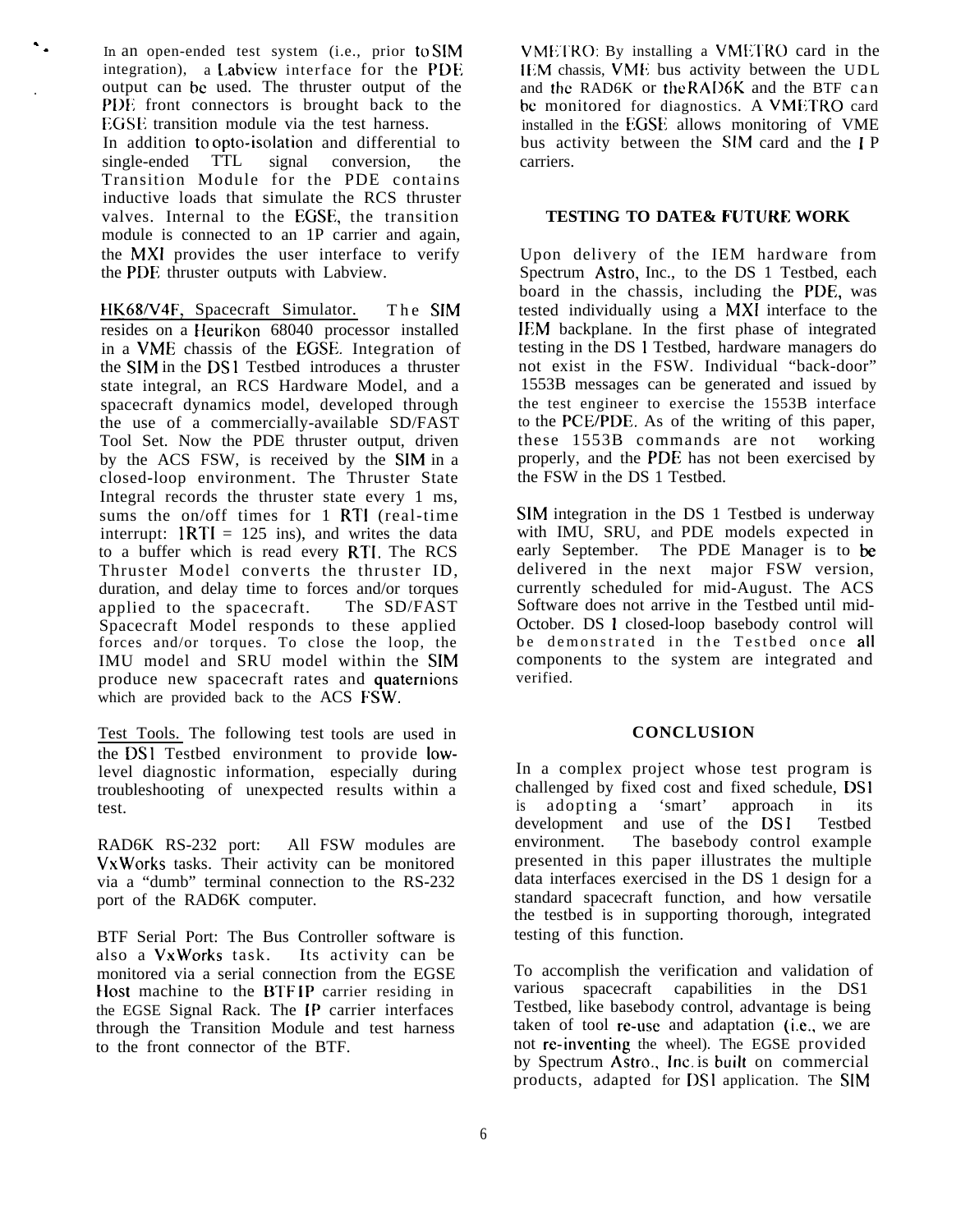In an open-ended test system (i.e., prior to SIM integration), a Labview interface for the PDE output can be used. The thruster output of the PDE front connectors is brought back to the EGSE transition module via the test harness. In addition to opto-isolation and differential to single-ended TTL signal conversion, the Transition Module for the PDE contains inductive loads that simulate the RCS thruster valves. Internal to the EGSE, the transition module is connected to an 1P carrier and again, the MXI provides the user interface to verify the PDE thruster outputs with Labview.

HK68/V4F, Spacecraft Simulator. The SIM resides on a Heurikon 68040 processor installed in a VME chassis of the EGSE. Integration of the SIM in the DS1 Testbed introduces a thruster state integral, an RCS Hardware Model, and a spacecraft dynamics model, developed through the use of a commercially-available SD/FAST Tool Set. Now the PDE thruster output, driven by the ACS FSW, is received by the SIM in a closed-loop environment. The Thruster State Integral records the thruster state every 1 ms, sums the on/off times for 1 RTI (real-time interrupt: 1RTI = 125 ins), and writes the data to a buffer which is read every RTI. The RCS Thruster Model converts the thruster ID, duration, and delay time to forces and/or torques applied to the spacecraft. The SD/FAST Spacecraft Model responds to these applied forces and/or torques. To close the loop, the IMU model and SRU model within the SIM produce new spacecraft rates and quaternions which are provided back to the ACS FSW.

Test Tools. The following test tools are used in the DS1 Testbed environment to provide low-level diagnostic information, especially during troubleshooting of unexpected results within a test.

RAD6K RS-232 port: All FSW modules are VxWorks tasks. Their activity can be monitored via a "dumb" terminal connection to the RS-232 port of the RAD6K computer.

BTF Serial Port: The Bus Controller software is also a VxWorks task. Its activity can be monitored via a serial connection from the EGSE Host machine to the BTF IP carrier residing in the EGSE Signal Rack. The IP carrier interfaces through the Transition Module and test harness to the front connector of the BTF.

VMETRO: By installing a VMETRO card in the IEM chassis, VME bus activity between the UDL and the RAD6K or the RAD6K and the BTF can be monitored for diagnostics. A VMETRO card installed in the EGSE allows monitoring of VME bus activity between the SIM card and the I P carriers.

## TESTING TO DATE& FUTURE WORK

Upon delivery of the IEM hardware from Spectrum Astro, Inc., to the DS 1 Testbed, each board in the chassis, including the PDE, was tested individually using a MXI interface to the IEM backplane. In the first phase of integrated testing in the DS 1 Testbed, hardware managers do not exist in the FSW. Individual "back-door" 1553B messages can be generated and issued by the test engineer to exercise the 1553B interface to the PCE/PDE. As of the writing of this paper, these 1553B commands are not working properly, and the PDE has not been exercised by the FSW in the DS 1 Testbed.

SIM integration in the DS 1 Testbed is underway with IMU, SRU, and PDE models expected in early September. The PDE Manager is to be delivered in the next major FSW version, currently scheduled for mid-August. The ACS Software does not arrive in the Testbed until mid-October. DS 1 closed-loop basebody control will be demonstrated in the Testbed once all components to the system are integrated and verified.

## CONCLUSION

In a complex project whose test program is challenged by fixed cost and fixed schedule, DS1 is adopting a 'smart' approach in its development and use of the DS1 Testbed environment. The basebody control example presented in this paper illustrates the multiple data interfaces exercised in the DS 1 design for a standard spacecraft function, and how versatile the testbed is in supporting thorough, integrated testing of this function.

To accomplish the verification and validation of various spacecraft capabilities in the DS1 Testbed, like basebody control, advantage is being taken of tool re-use and adaptation (i.e., we are not re-inventing the wheel). The EGSE provided by Spectrum Astro., Inc. is built on commercial products, adapted for DS1 application. The SIM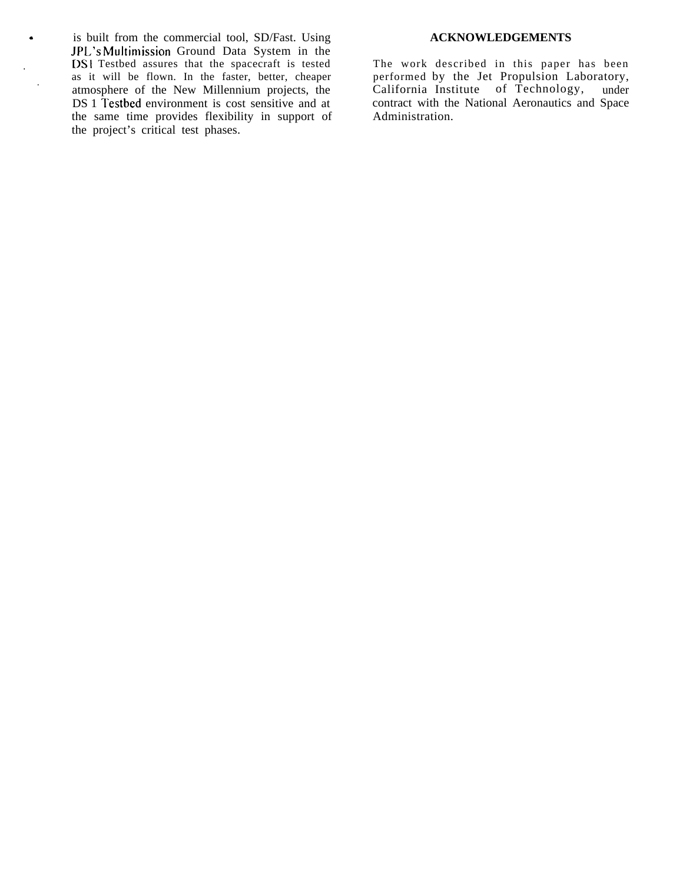is built from the commercial tool, SD/Fast. Using JPL's Multimission Ground Data System in the DS1 Testbed assures that the spacecraft is tested as it will be flown. In the faster, better, cheaper atmosphere of the New Millennium projects, the DS 1 Testbed environment is cost sensitive and at the same time provides flexibility in support of the project's critical test phases.

## ACKNOWLEDGEMENTS

The work described in this paper has been performed by the Jet Propulsion Laboratory, California Institute of Technology, under contract with the National Aeronautics and Space Administration.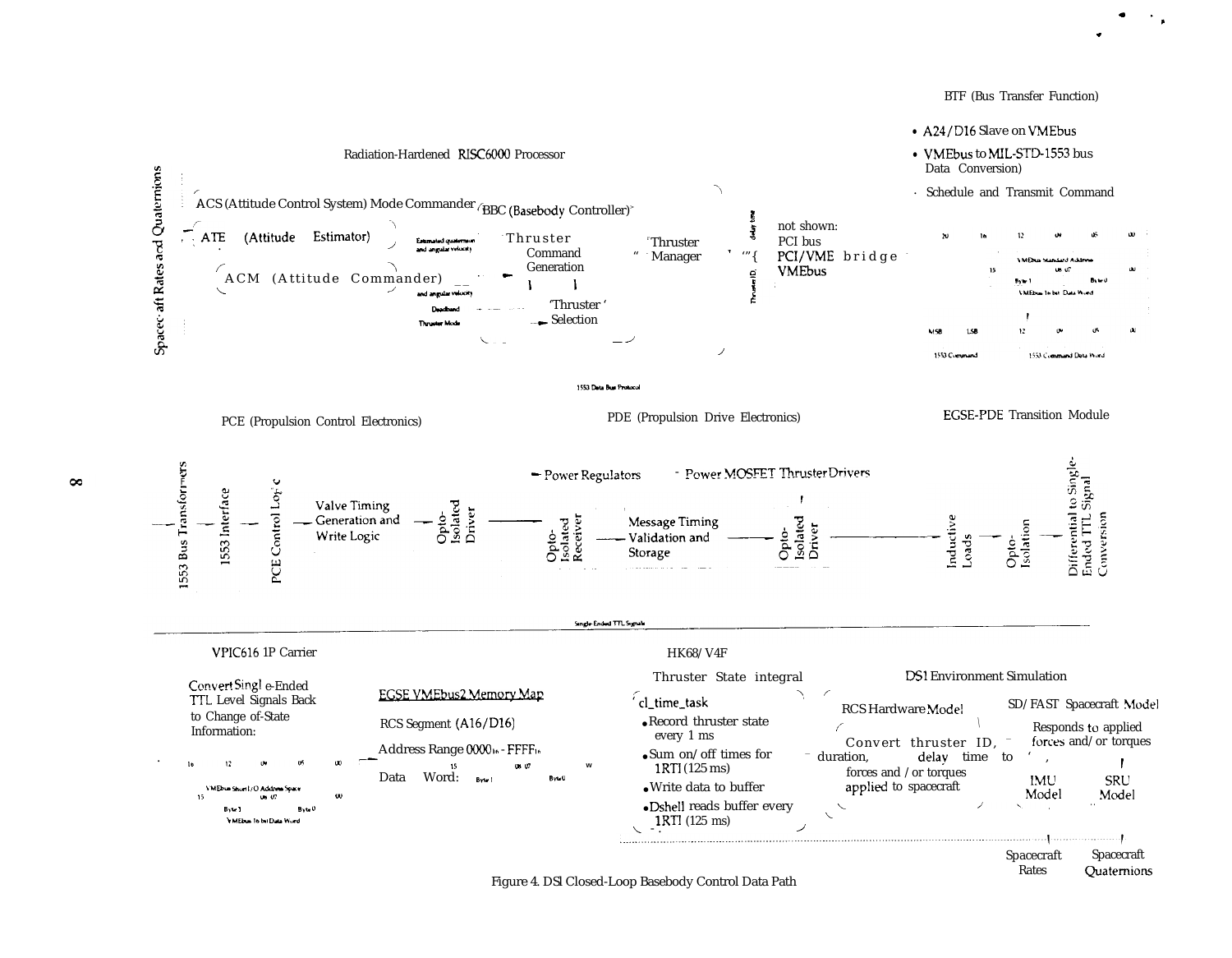BTF (Bus Transfer Function)

- A24/D16 Slave on VMEbus
- VMEbus to MIL-STD-1553 bus Data Conversion)
- Schedule and Transmit Command

Radiation-Hardened RISC6000 Processor

Spacecraft Rates and Quaternions

ACS (Attitude Control System) Mode Commander

ATE (Attitude Estimator)

ACM (Attitude Commander)

BBC (Basebody Controller)

Estimated quaternion and angular velocity

and angular velocity

Deadband

Thruster Mode

Thruster Command Generation

Thruster Selection

Thruster Manager

Thruster ID, delay time

not shown:
PCI bus
PCI/VME bridge
VMEbus

VMEbus Standard Address

Byte 1 Byte 0

VMEbus 16 bit Data Word

MSB LSB

1553 Command

1553 Command Data Word

1553 Data Bus Protocol

PCE (Propulsion Control Electronics)

PDE (Propulsion Drive Electronics)

EGSE-PDE Transition Module

1553 Bus Transformers

1553 Interface

PCE Control Logic

Valve Timing Generation and Write Logic

Opto-Isolated Driver

Power Regulators

Power MOSFET Thruster Drivers

Opto-Isolated Receiver

Message Timing Validation and Storage

Opto-Isolated Driver

Inductive Loads

Opto-Isolation

Differential to Single-Ended TTL Signal Conversion

Single Ended TTL Signals

VPIC616 IP Carrier

Convert Single-Ended TTL Level Signals Back to Change of-State Information:

VMEbus Short I/O Address Space

Byte 1 Byte 0

VMEbus 16 bit Data Word

EGSE VMEbus2 Memory Map

RCS Segment (A16/D16)

Address Range 0000h - FFFFh

Data Word:

Byte 1 Byte 0

HK68/V4F

Thruster State integral

cl_time_task

- Record thruster state every 1 ms
- Sum on/off times for 1RTI (125 ms)
- Write data to buffer
- Dshell reads buffer every 1RTI (125 ms)

DS1 Environment Simulation

RCS Hardware Model

Convert thruster ID, duration, delay time to forces and / or torques applied to spacecraft

SD/FAST Spacecraft Model

Responds to applied forces and/or torques

IMU Model

SRU Model

Spacecraft Rates

Spacecraft Quaternions

Figure 4. DS1 Closed-Loop Basebody Control Data Path